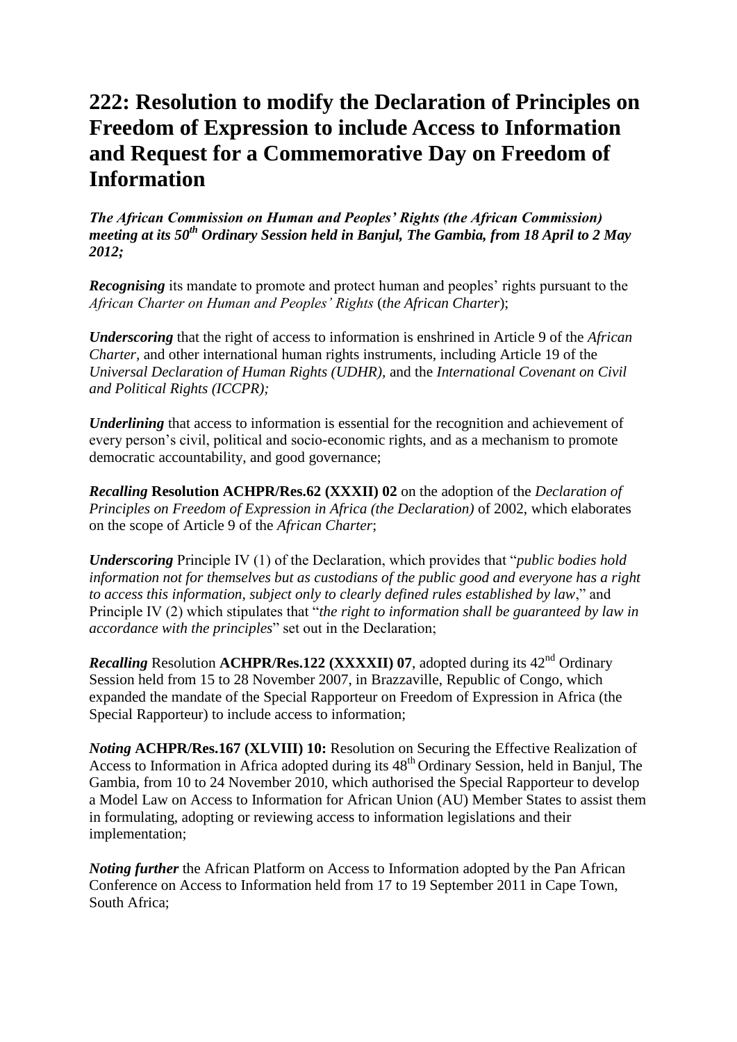# 222: Resolution to modify the Declaration of Principles on Freedom of Expression to include Access to Information and Request for a Commemorative Day on Freedom of Information

***The African Commission on Human and Peoples' Rights (the African Commission) meeting at its 50th Ordinary Session held in Banjul, The Gambia, from 18 April to 2 May 2012;***

***Recognising*** its mandate to promote and protect human and peoples' rights pursuant to the *African Charter on Human and Peoples' Rights* (*the African Charter*);

***Underscoring*** that the right of access to information is enshrined in Article 9 of the *African Charter*, and other international human rights instruments, including Article 19 of the *Universal Declaration of Human Rights (UDHR)*, and the *International Covenant on Civil and Political Rights (ICCPR);*

***Underlining*** that access to information is essential for the recognition and achievement of every person's civil, political and socio-economic rights, and as a mechanism to promote democratic accountability, and good governance;

***Recalling*** **Resolution ACHPR/Res.62 (XXXII) 02** on the adoption of the *Declaration of Principles on Freedom of Expression in Africa (the Declaration)* of 2002, which elaborates on the scope of Article 9 of the *African Charter*;

***Underscoring*** Principle IV (1) of the Declaration, which provides that "*public bodies hold information not for themselves but as custodians of the public good and everyone has a right to access this information, subject only to clearly defined rules established by law*," and Principle IV (2) which stipulates that "*the right to information shall be guaranteed by law in accordance with the principles*" set out in the Declaration;

***Recalling*** Resolution **ACHPR/Res.122 (XXXXII) 07**, adopted during its 42nd Ordinary Session held from 15 to 28 November 2007, in Brazzaville, Republic of Congo, which expanded the mandate of the Special Rapporteur on Freedom of Expression in Africa (the Special Rapporteur) to include access to information;

***Noting*** **ACHPR/Res.167 (XLVIII) 10:** Resolution on Securing the Effective Realization of Access to Information in Africa adopted during its 48th Ordinary Session, held in Banjul, The Gambia, from 10 to 24 November 2010, which authorised the Special Rapporteur to develop a Model Law on Access to Information for African Union (AU) Member States to assist them in formulating, adopting or reviewing access to information legislations and their implementation;

***Noting further*** the African Platform on Access to Information adopted by the Pan African Conference on Access to Information held from 17 to 19 September 2011 in Cape Town, South Africa;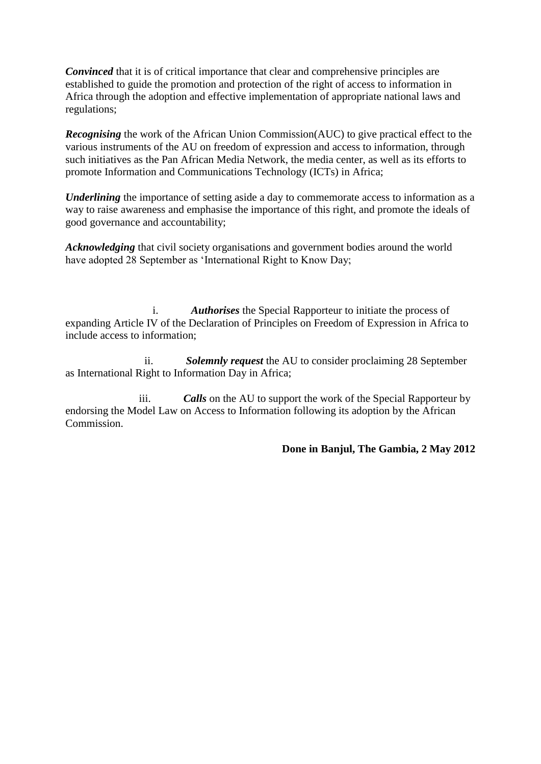***Convinced*** that it is of critical importance that clear and comprehensive principles are established to guide the promotion and protection of the right of access to information in Africa through the adoption and effective implementation of appropriate national laws and regulations;

***Recognising*** the work of the African Union Commission(AUC) to give practical effect to the various instruments of the AU on freedom of expression and access to information, through such initiatives as the Pan African Media Network, the media center, as well as its efforts to promote Information and Communications Technology (ICTs) in Africa;

***Underlining*** the importance of setting aside a day to commemorate access to information as a way to raise awareness and emphasise the importance of this right, and promote the ideals of good governance and accountability;

***Acknowledging*** that civil society organisations and government bodies around the world have adopted 28 September as 'International Right to Know Day;

i. ***Authorises*** the Special Rapporteur to initiate the process of expanding Article IV of the Declaration of Principles on Freedom of Expression in Africa to include access to information;

ii. ***Solemnly request*** the AU to consider proclaiming 28 September as International Right to Information Day in Africa;

iii. ***Calls*** on the AU to support the work of the Special Rapporteur by endorsing the Model Law on Access to Information following its adoption by the African Commission.

**Done in Banjul, The Gambia, 2 May 2012**